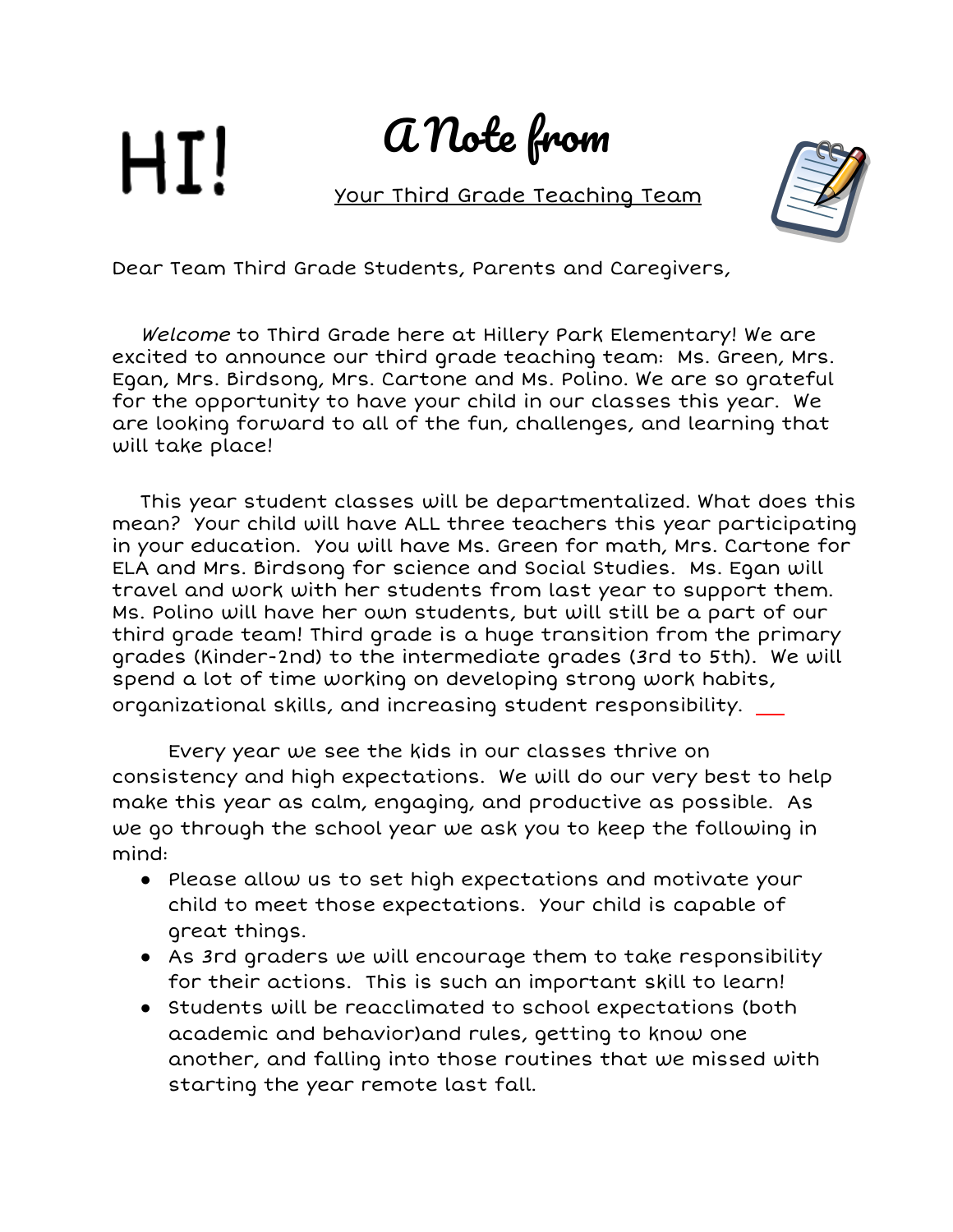HI!

# A Note from

Your Third Grade Teaching Team

Dear Team Third Grade Students, Parents and Caregivers,

*Welcome* to Third Grade here at Hillery Park Elementary! We are excited to announce our third grade teaching team: Ms. Green, Mrs. Egan, Mrs. Birdsong, Mrs. Cartone and Ms. Polino. We are so grateful for the opportunity to have your child in our classes this year. We are looking forward to all of the fun, challenges, and learning that will take place!

This year student classes will be departmentalized. What does this mean? Your child will have ALL three teachers this year participating in your education. You will have Ms. Green for math, Mrs. Cartone for ELA and Mrs. Birdsong for science and Social Studies. Ms. Egan will travel and work with her students from last year to support them. Ms. Polino will have her own students, but will still be a part of our third grade team! Third grade is a huge transition from the primary grades (Kinder-2nd) to the intermediate grades (3rd to 5th). We will spend a lot of time working on developing strong work habits, organizational skills, and increasing student responsibility.

Every year we see the kids in our classes thrive on consistency and high expectations. We will do our very best to help make this year as calm, engaging, and productive as possible. As we go through the school year we ask you to keep the following in mind:

- Please allow us to set high expectations and motivate your child to meet those expectations. Your child is capable of great things.
- As 3rd graders we will encourage them to take responsibility for their actions. This is such an important skill to learn!
- Students will be reacclimated to school expectations (both academic and behavior)and rules, getting to know one another, and falling into those routines that we missed with starting the year remote last fall.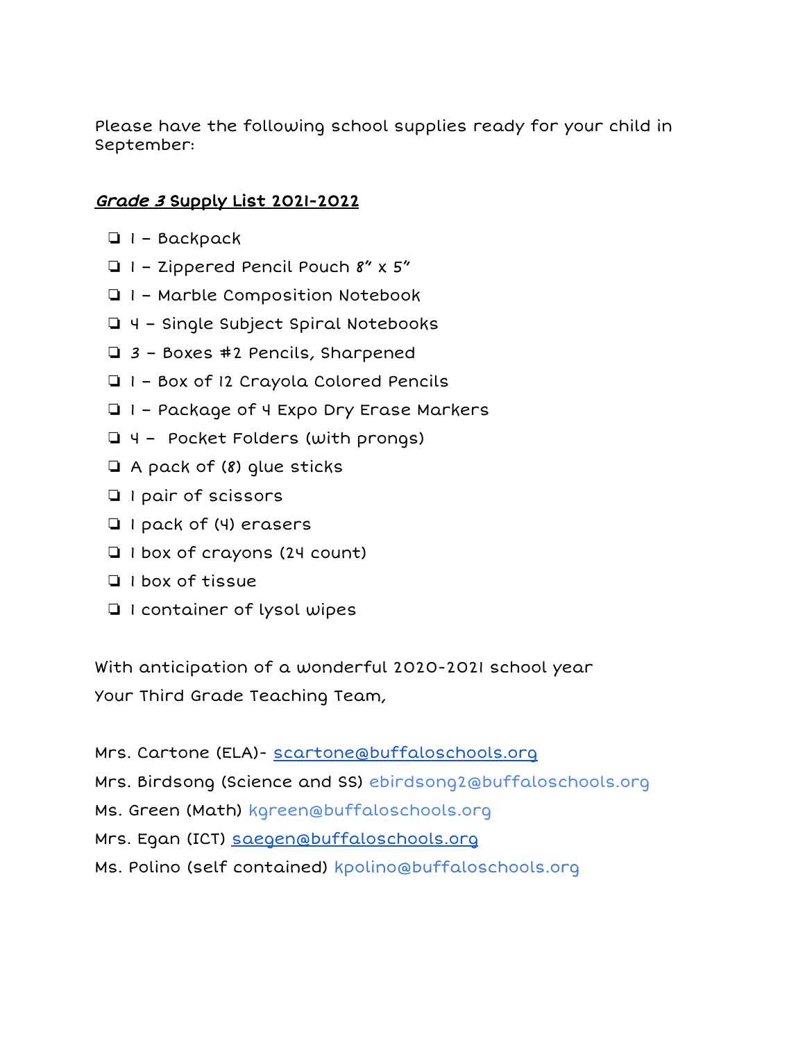Please have the following school supplies ready for your child in September:

## ***Grade 3* Supply List 2021-2022**

- ❏ 1 – Backpack
- ❏ 1 – Zippered Pencil Pouch 8" x 5"
- ❏ 1 – Marble Composition Notebook
- ❏ 4 – Single Subject Spiral Notebooks
- ❏ 3 – Boxes #2 Pencils, Sharpened
- ❏ 1 – Box of 12 Crayola Colored Pencils
- ❏ 1 – Package of 4 Expo Dry Erase Markers
- ❏ 4 – Pocket Folders (with prongs)
- ❏ A pack of (8) glue sticks
- ❏ 1 pair of scissors
- ❏ 1 pack of (4) erasers
- ❏ 1 box of crayons (24 count)
- ❏ 1 box of tissue
- ❏ 1 container of lysol wipes

With anticipation of a wonderful 2020-2021 school year
Your Third Grade Teaching Team,

Mrs. Cartone (ELA)- scartone@buffaloschools.org
Mrs. Birdsong (Science and SS) ebirdsong2@buffaloschools.org
Ms. Green (Math) kgreen@buffaloschools.org
Mrs. Egan (ICT) saegen@buffaloschools.org
Ms. Polino (self contained) kpolino@buffaloschools.org